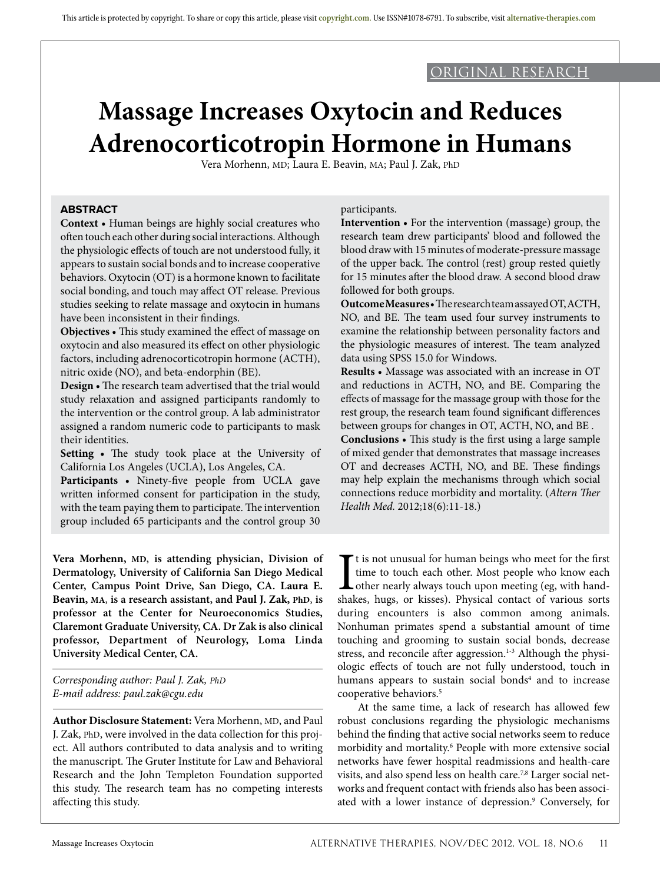ORIGINAL RESEARCH

# Massage Increases Oxytocin and Reduces Adrenocorticotropin Hormone in Humans

Vera Morhenn, MD; Laura E. Beavin, MA; Paul J. Zak, PhD

## ABSTRACT

**Context** • Human beings are highly social creatures who often touch each other during social interactions. Although the physiologic effects of touch are not understood fully, it appears to sustain social bonds and to increase cooperative behaviors. Oxytocin (OT) is a hormone known to facilitate social bonding, and touch may affect OT release. Previous studies seeking to relate massage and oxytocin in humans have been inconsistent in their findings.

**Objectives** • This study examined the effect of massage on oxytocin and also measured its effect on other physiologic factors, including adrenocorticotropin hormone (ACTH), nitric oxide (NO), and beta-endorphin (BE).

**Design** • The research team advertised that the trial would study relaxation and assigned participants randomly to the intervention or the control group. A lab administrator assigned a random numeric code to participants to mask their identities.

**Setting** • The study took place at the University of California Los Angeles (UCLA), Los Angeles, CA.

**Participants** • Ninety-five people from UCLA gave written informed consent for participation in the study, with the team paying them to participate. The intervention group included 65 participants and the control group 30 participants.

**Intervention** • For the intervention (massage) group, the research team drew participants' blood and followed the blood draw with 15 minutes of moderate-pressure massage of the upper back. The control (rest) group rested quietly for 15 minutes after the blood draw. A second blood draw followed for both groups.

**Outcome Measures** • The research team assayed OT, ACTH, NO, and BE. The team used four survey instruments to examine the relationship between personality factors and the physiologic measures of interest. The team analyzed data using SPSS 15.0 for Windows.

**Results** • Massage was associated with an increase in OT and reductions in ACTH, NO, and BE. Comparing the effects of massage for the massage group with those for the rest group, the research team found significant differences between groups for changes in OT, ACTH, NO, and BE .

**Conclusions** • This study is the first using a large sample of mixed gender that demonstrates that massage increases OT and decreases ACTH, NO, and BE. These findings may help explain the mechanisms through which social connections reduce morbidity and mortality. (*Altern Ther Health Med.* 2012;18(6):11-18.)

**Vera Morhenn, MD, is attending physician, Division of Dermatology, University of California San Diego Medical Center, Campus Point Drive, San Diego, CA. Laura E. Beavin, MA, is a research assistant, and Paul J. Zak, PhD, is professor at the Center for Neuroeconomics Studies, Claremont Graduate University, CA. Dr Zak is also clinical professor, Department of Neurology, Loma Linda University Medical Center, CA.**

*Corresponding author: Paul J. Zak, PhD*
*E-mail address: paul.zak@cgu.edu*

**Author Disclosure Statement:** Vera Morhenn, MD, and Paul J. Zak, PhD, were involved in the data collection for this project. All authors contributed to data analysis and to writing the manuscript. The Gruter Institute for Law and Behavioral Research and the John Templeton Foundation supported this study. The research team has no competing interests affecting this study.

It is not unusual for human beings who meet for the first time to touch each other. Most people who know each other nearly always touch upon meeting (eg, with handshakes, hugs, or kisses). Physical contact of various sorts during encounters is also common among animals. Nonhuman primates spend a substantial amount of time touching and grooming to sustain social bonds, decrease stress, and reconcile after aggression.[1-3] Although the physiologic effects of touch are not fully understood, touch in humans appears to sustain social bonds[4] and to increase cooperative behaviors.[5]

At the same time, a lack of research has allowed few robust conclusions regarding the physiologic mechanisms behind the finding that active social networks seem to reduce morbidity and mortality.[6] People with more extensive social networks have fewer hospital readmissions and health-care visits, and also spend less on health care.[7,8] Larger social networks and frequent contact with friends also has been associated with a lower instance of depression.[9] Conversely, for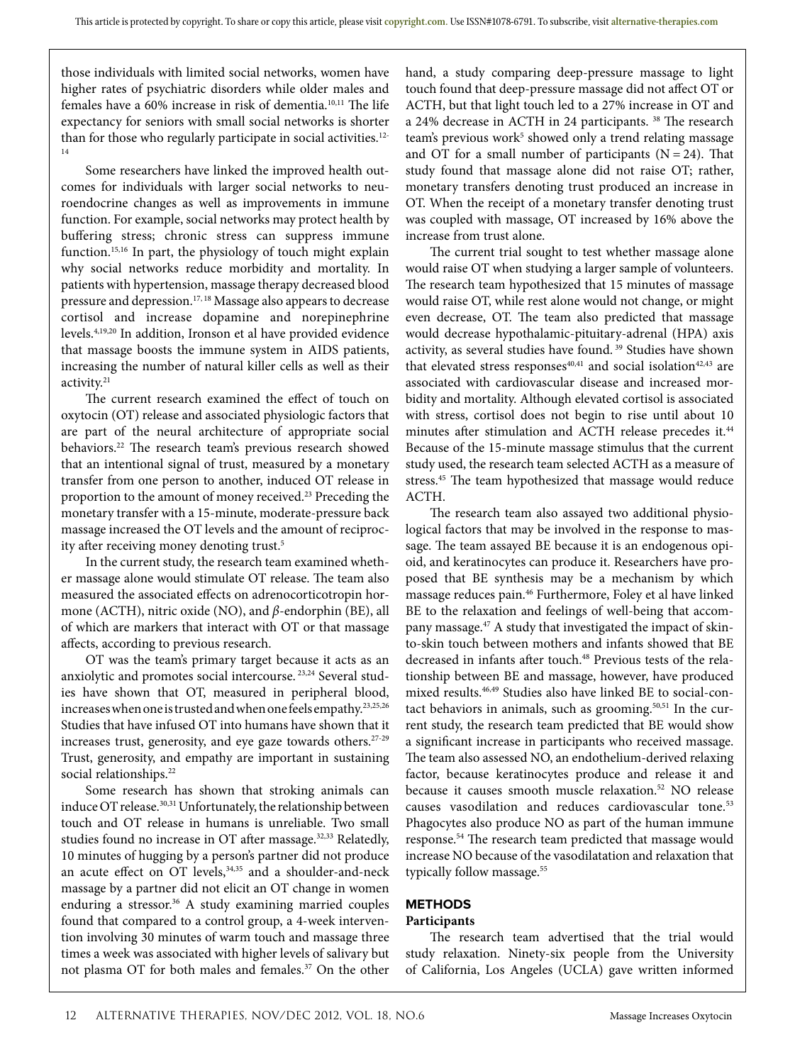those individuals with limited social networks, women have higher rates of psychiatric disorders while older males and females have a 60% increase in risk of dementia.[10,11] The life expectancy for seniors with small social networks is shorter than for those who regularly participate in social activities.[12-14]

Some researchers have linked the improved health outcomes for individuals with larger social networks to neuroendocrine changes as well as improvements in immune function. For example, social networks may protect health by buffering stress; chronic stress can suppress immune function.[15,16] In part, the physiology of touch might explain why social networks reduce morbidity and mortality. In patients with hypertension, massage therapy decreased blood pressure and depression.[17,18] Massage also appears to decrease cortisol and increase dopamine and norepinephrine levels.[4,19,20] In addition, Ironson et al have provided evidence that massage boosts the immune system in AIDS patients, increasing the number of natural killer cells as well as their activity.[21]

The current research examined the effect of touch on oxytocin (OT) release and associated physiologic factors that are part of the neural architecture of appropriate social behaviors.[22] The research team's previous research showed that an intentional signal of trust, measured by a monetary transfer from one person to another, induced OT release in proportion to the amount of money received.[23] Preceding the monetary transfer with a 15-minute, moderate-pressure back massage increased the OT levels and the amount of reciprocity after receiving money denoting trust.[5]

In the current study, the research team examined whether massage alone would stimulate OT release. The team also measured the associated effects on adrenocorticotropin hormone (ACTH), nitric oxide (NO), and *β*-endorphin (BE), all of which are markers that interact with OT or that massage affects, according to previous research.

OT was the team's primary target because it acts as an anxiolytic and promotes social intercourse.[23,24] Several studies have shown that OT, measured in peripheral blood, increases when one is trusted and when one feels empathy.[23,25,26] Studies that have infused OT into humans have shown that it increases trust, generosity, and eye gaze towards others.[27-29] Trust, generosity, and empathy are important in sustaining social relationships.[22]

Some research has shown that stroking animals can induce OT release.[30,31] Unfortunately, the relationship between touch and OT release in humans is unreliable. Two small studies found no increase in OT after massage.[32,33] Relatedly, 10 minutes of hugging by a person's partner did not produce an acute effect on OT levels,[34,35] and a shoulder-and-neck massage by a partner did not elicit an OT change in women enduring a stressor.[36] A study examining married couples found that compared to a control group, a 4-week intervention involving 30 minutes of warm touch and massage three times a week was associated with higher levels of salivary but not plasma OT for both males and females.[37] On the other hand, a study comparing deep-pressure massage to light touch found that deep-pressure massage did not affect OT or ACTH, but that light touch led to a 27% increase in OT and a 24% decrease in ACTH in 24 participants.[38] The research team's previous work[5] showed only a trend relating massage and OT for a small number of participants (N = 24). That study found that massage alone did not raise OT; rather, monetary transfers denoting trust produced an increase in OT. When the receipt of a monetary transfer denoting trust was coupled with massage, OT increased by 16% above the increase from trust alone.

The current trial sought to test whether massage alone would raise OT when studying a larger sample of volunteers. The research team hypothesized that 15 minutes of massage would raise OT, while rest alone would not change, or might even decrease, OT. The team also predicted that massage would decrease hypothalamic-pituitary-adrenal (HPA) axis activity, as several studies have found.[39] Studies have shown that elevated stress responses[40,41] and social isolation[42,43] are associated with cardiovascular disease and increased morbidity and mortality. Although elevated cortisol is associated with stress, cortisol does not begin to rise until about 10 minutes after stimulation and ACTH release precedes it.[44] Because of the 15-minute massage stimulus that the current study used, the research team selected ACTH as a measure of stress.[45] The team hypothesized that massage would reduce ACTH.

The research team also assayed two additional physiological factors that may be involved in the response to massage. The team assayed BE because it is an endogenous opioid, and keratinocytes can produce it. Researchers have proposed that BE synthesis may be a mechanism by which massage reduces pain.[46] Furthermore, Foley et al have linked BE to the relaxation and feelings of well-being that accompany massage.[47] A study that investigated the impact of skin-to-skin touch between mothers and infants showed that BE decreased in infants after touch.[48] Previous tests of the relationship between BE and massage, however, have produced mixed results.[46,49] Studies also have linked BE to social-contact behaviors in animals, such as grooming.[50,51] In the current study, the research team predicted that BE would show a significant increase in participants who received massage. The team also assessed NO, an endothelium-derived relaxing factor, because keratinocytes produce and release it and because it causes smooth muscle relaxation.[52] NO release causes vasodilation and reduces cardiovascular tone.[53] Phagocytes also produce NO as part of the human immune response.[54] The research team predicted that massage would increase NO because of the vasodilatation and relaxation that typically follow massage.[55]

## METHODS

### Participants

The research team advertised that the trial would study relaxation. Ninety-six people from the University of California, Los Angeles (UCLA) gave written informed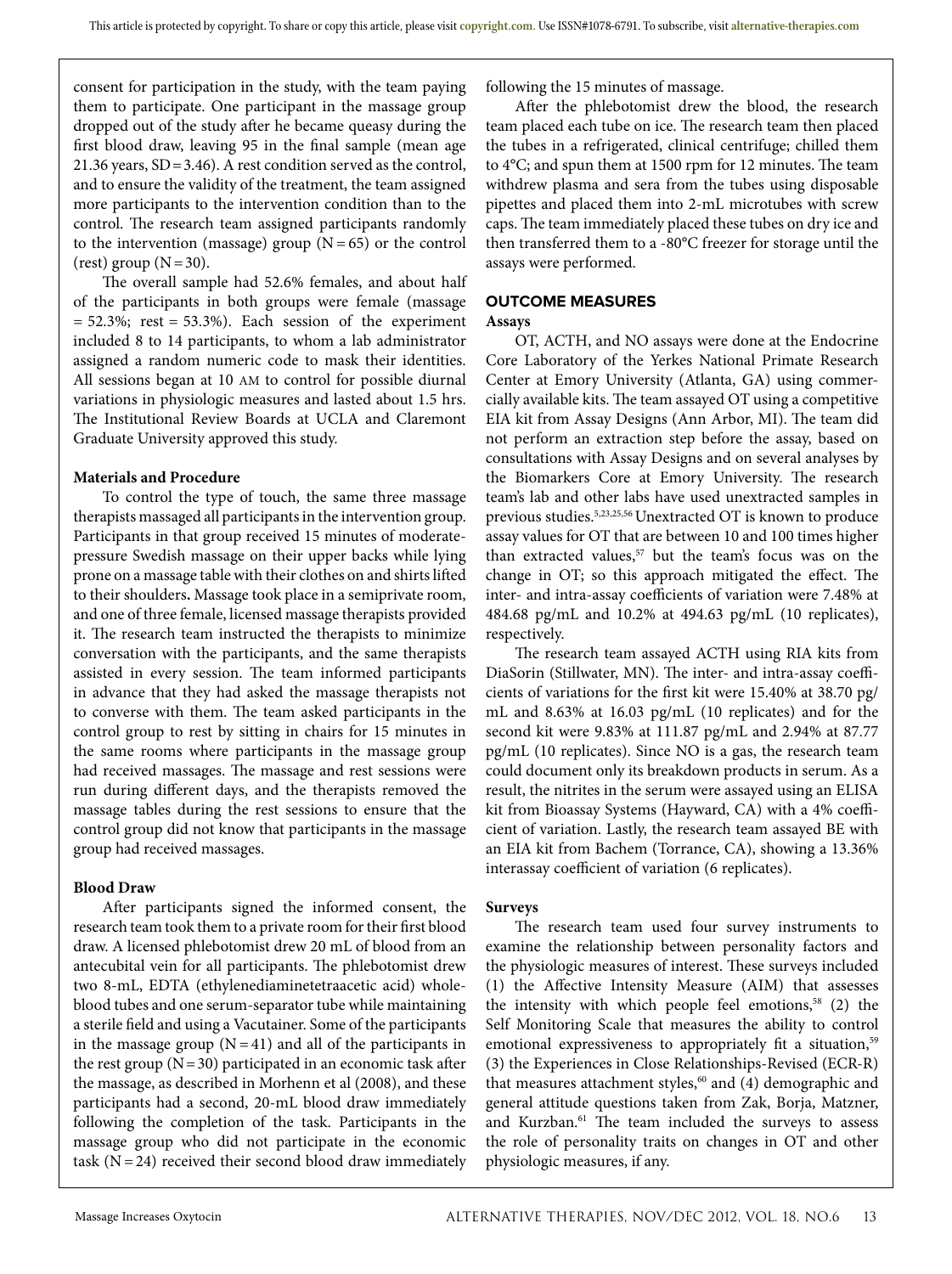consent for participation in the study, with the team paying them to participate. One participant in the massage group dropped out of the study after he became queasy during the first blood draw, leaving 95 in the final sample (mean age 21.36 years, SD = 3.46). A rest condition served as the control, and to ensure the validity of the treatment, the team assigned more participants to the intervention condition than to the control. The research team assigned participants randomly to the intervention (massage) group (N = 65) or the control (rest) group (N = 30).

The overall sample had 52.6% females, and about half of the participants in both groups were female (massage = 52.3%; rest = 53.3%). Each session of the experiment included 8 to 14 participants, to whom a lab administrator assigned a random numeric code to mask their identities. All sessions began at 10 AM to control for possible diurnal variations in physiologic measures and lasted about 1.5 hrs. The Institutional Review Boards at UCLA and Claremont Graduate University approved this study.

### Materials and Procedure

To control the type of touch, the same three massage therapists massaged all participants in the intervention group. Participants in that group received 15 minutes of moderate-pressure Swedish massage on their upper backs while lying prone on a massage table with their clothes on and shirts lifted to their shoulders. Massage took place in a semiprivate room, and one of three female, licensed massage therapists provided it. The research team instructed the therapists to minimize conversation with the participants, and the same therapists assisted in every session. The team informed participants in advance that they had asked the massage therapists not to converse with them. The team asked participants in the control group to rest by sitting in chairs for 15 minutes in the same rooms where participants in the massage group had received massages. The massage and rest sessions were run during different days, and the therapists removed the massage tables during the rest sessions to ensure that the control group did not know that participants in the massage group had received massages.

### Blood Draw

After participants signed the informed consent, the research team took them to a private room for their first blood draw. A licensed phlebotomist drew 20 mL of blood from an antecubital vein for all participants. The phlebotomist drew two 8-mL, EDTA (ethylenediaminetetraacetic acid) whole-blood tubes and one serum-separator tube while maintaining a sterile field and using a Vacutainer. Some of the participants in the massage group (N = 41) and all of the participants in the rest group (N = 30) participated in an economic task after the massage, as described in Morhenn et al (2008), and these participants had a second, 20-mL blood draw immediately following the completion of the task. Participants in the massage group who did not participate in the economic task (N = 24) received their second blood draw immediately following the 15 minutes of massage.

After the phlebotomist drew the blood, the research team placed each tube on ice. The research team then placed the tubes in a refrigerated, clinical centrifuge; chilled them to 4°C; and spun them at 1500 rpm for 12 minutes. The team withdrew plasma and sera from the tubes using disposable pipettes and placed them into 2-mL microtubes with screw caps. The team immediately placed these tubes on dry ice and then transferred them to a -80°C freezer for storage until the assays were performed.

## OUTCOME MEASURES

### Assays

OT, ACTH, and NO assays were done at the Endocrine Core Laboratory of the Yerkes National Primate Research Center at Emory University (Atlanta, GA) using commercially available kits. The team assayed OT using a competitive EIA kit from Assay Designs (Ann Arbor, MI). The team did not perform an extraction step before the assay, based on consultations with Assay Designs and on several analyses by the Biomarkers Core at Emory University. The research team's lab and other labs have used unextracted samples in previous studies.[5,23,25,56] Unextracted OT is known to produce assay values for OT that are between 10 and 100 times higher than extracted values,[57] but the team's focus was on the change in OT; so this approach mitigated the effect. The inter- and intra-assay coefficients of variation were 7.48% at 484.68 pg/mL and 10.2% at 494.63 pg/mL (10 replicates), respectively.

The research team assayed ACTH using RIA kits from DiaSorin (Stillwater, MN). The inter- and intra-assay coefficients of variations for the first kit were 15.40% at 38.70 pg/mL and 8.63% at 16.03 pg/mL (10 replicates) and for the second kit were 9.83% at 111.87 pg/mL and 2.94% at 87.77 pg/mL (10 replicates). Since NO is a gas, the research team could document only its breakdown products in serum. As a result, the nitrites in the serum were assayed using an ELISA kit from Bioassay Systems (Hayward, CA) with a 4% coefficient of variation. Lastly, the research team assayed BE with an EIA kit from Bachem (Torrance, CA), showing a 13.36% interassay coefficient of variation (6 replicates).

### Surveys

The research team used four survey instruments to examine the relationship between personality factors and the physiologic measures of interest. These surveys included (1) the Affective Intensity Measure (AIM) that assesses the intensity with which people feel emotions,[58] (2) the Self Monitoring Scale that measures the ability to control emotional expressiveness to appropriately fit a situation,[59] (3) the Experiences in Close Relationships-Revised (ECR-R) that measures attachment styles,[60] and (4) demographic and general attitude questions taken from Zak, Borja, Matzner, and Kurzban.[61] The team included the surveys to assess the role of personality traits on changes in OT and other physiologic measures, if any.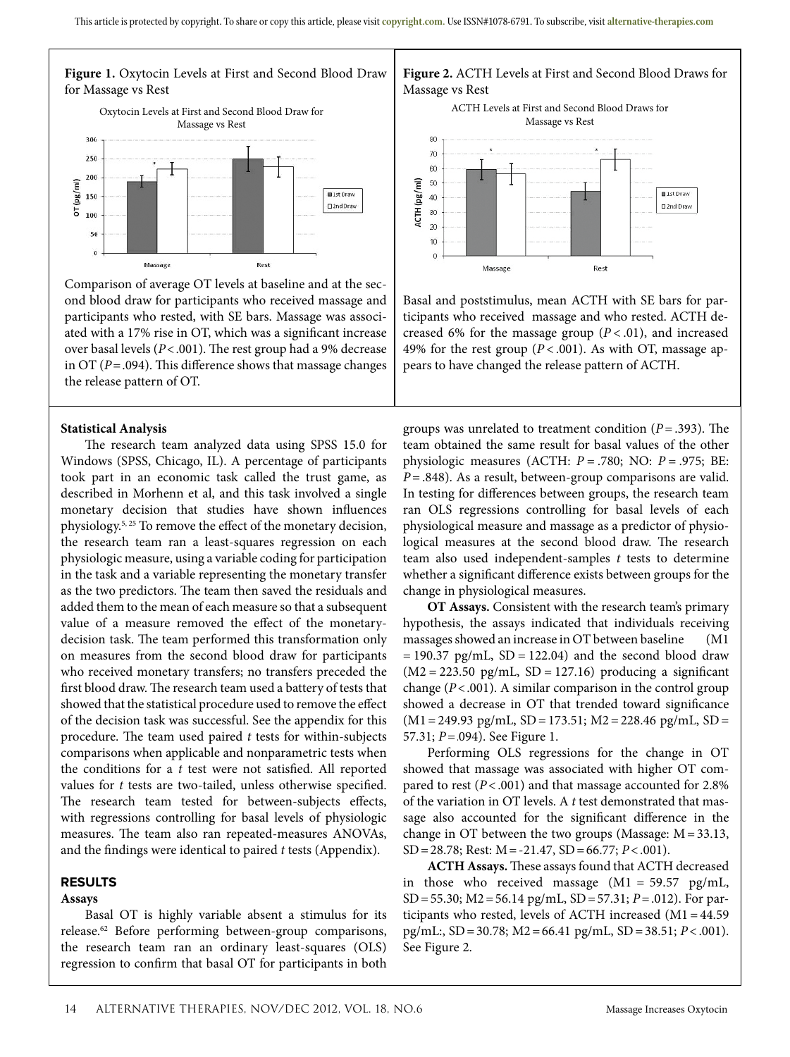**Figure 1.** Oxytocin Levels at First and Second Blood Draw for Massage vs Rest

Comparison of average OT levels at baseline and at the second blood draw for participants who received massage and participants who rested, with SE bars. Massage was associated with a 17% rise in OT, which was a significant increase over basal levels ($P < .001$). The rest group had a 9% decrease in OT ($P = .094$). This difference shows that massage changes the release pattern of OT.

**Figure 2.** ACTH Levels at First and Second Blood Draws for Massage vs Rest

Basal and poststimulus, mean ACTH with SE bars for participants who received massage and who rested. ACTH decreased 6% for the massage group ($P < .01$), and increased 49% for the rest group ($P < .001$). As with OT, massage appears to have changed the release pattern of ACTH.

### Statistical Analysis

The research team analyzed data using SPSS 15.0 for Windows (SPSS, Chicago, IL). A percentage of participants took part in an economic task called the trust game, as described in Morhenn et al, and this task involved a single monetary decision that studies have shown influences physiology.[5, 25] To remove the effect of the monetary decision, the research team ran a least-squares regression on each physiologic measure, using a variable coding for participation in the task and a variable representing the monetary transfer as the two predictors. The team then saved the residuals and added them to the mean of each measure so that a subsequent value of a measure removed the effect of the monetary-decision task. The team performed this transformation only on measures from the second blood draw for participants who received monetary transfers; no transfers preceded the first blood draw. The research team used a battery of tests that showed that the statistical procedure used to remove the effect of the decision task was successful. See the appendix for this procedure. The team used paired *t* tests for within-subjects comparisons when applicable and nonparametric tests when the conditions for a *t* test were not satisfied. All reported values for *t* tests are two-tailed, unless otherwise specified. The research team tested for between-subjects effects, with regressions controlling for basal levels of physiologic measures. The team also ran repeated-measures ANOVAs, and the findings were identical to paired *t* tests (Appendix).

## RESULTS

### Assays

Basal OT is highly variable absent a stimulus for its release.[62] Before performing between-group comparisons, the research team ran an ordinary least-squares (OLS) regression to confirm that basal OT for participants in both groups was unrelated to treatment condition ($P = .393$). The team obtained the same result for basal values of the other physiologic measures (ACTH: $P = .780$; NO: $P = .975$; BE: $P = .848$). As a result, between-group comparisons are valid. In testing for differences between groups, the research team ran OLS regressions controlling for basal levels of each physiological measure and massage as a predictor of physiological measures at the second blood draw. The research team also used independent-samples *t* tests to determine whether a significant difference exists between groups for the change in physiological measures.

**OT Assays.** Consistent with the research team's primary hypothesis, the assays indicated that individuals receiving massages showed an increase in OT between baseline (M1 = 190.37 pg/mL, SD = 122.04) and the second blood draw (M2 = 223.50 pg/mL, SD = 127.16) producing a significant change ($P < .001$). A similar comparison in the control group showed a decrease in OT that trended toward significance (M1 = 249.93 pg/mL, SD = 173.51; M2 = 228.46 pg/mL, SD = 57.31; $P = .094$). See Figure 1.

Performing OLS regressions for the change in OT showed that massage was associated with higher OT compared to rest ($P < .001$) and that massage accounted for 2.8% of the variation in OT levels. A *t* test demonstrated that massage also accounted for the significant difference in the change in OT between the two groups (Massage: M = 33.13, SD = 28.78; Rest: M = -21.47, SD = 66.77; $P < .001$).

**ACTH Assays.** These assays found that ACTH decreased in those who received massage (M1 = 59.57 pg/mL, SD = 55.30; M2 = 56.14 pg/mL, SD = 57.31; $P = .012$). For participants who rested, levels of ACTH increased (M1 = 44.59 pg/mL:, SD = 30.78; M2 = 66.41 pg/mL, SD = 38.51; $P < .001$). See Figure 2.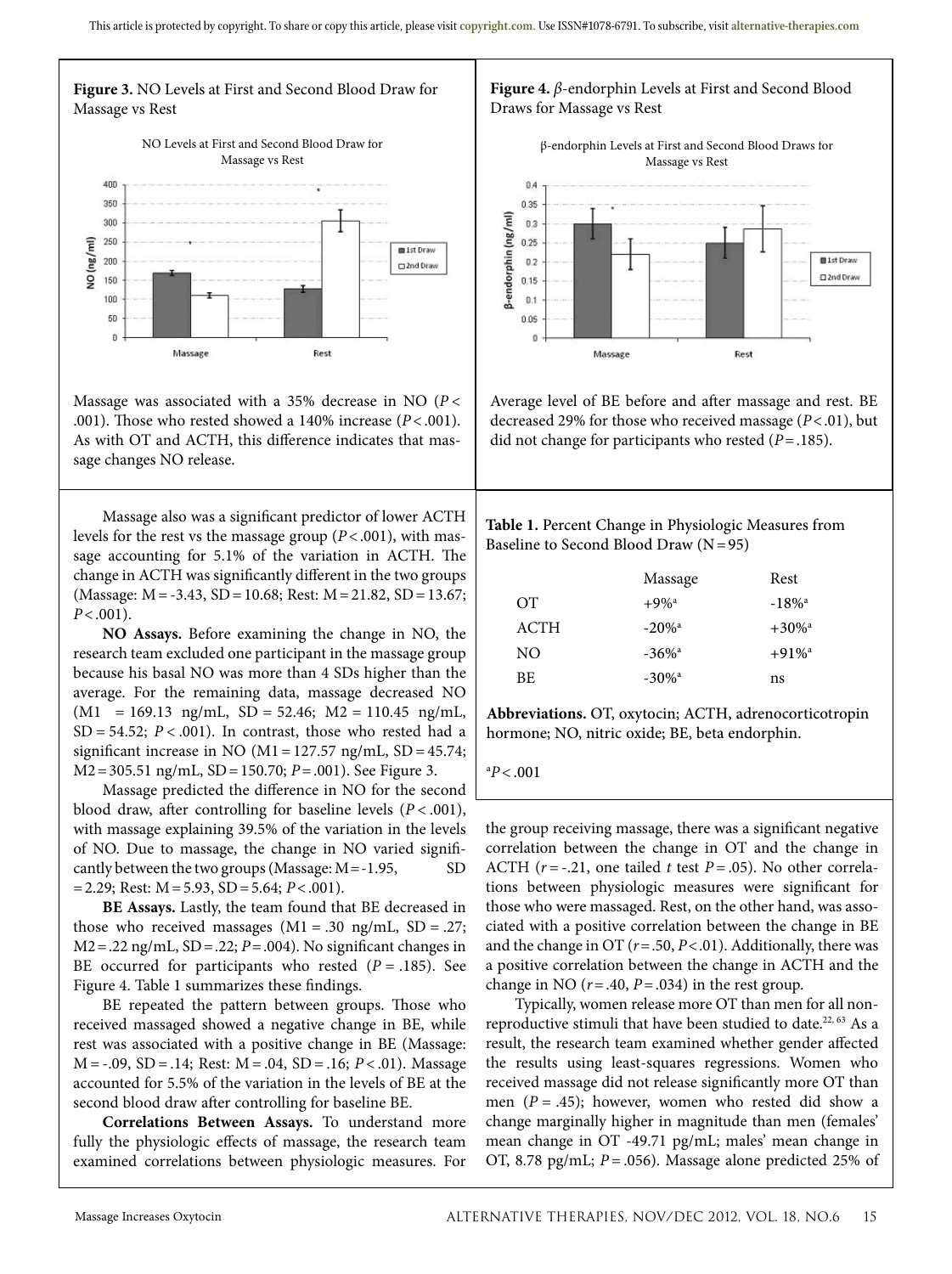**Figure 3.** NO Levels at First and Second Blood Draw for Massage vs Rest

Massage was associated with a 35% decrease in NO ($P < .001$). Those who rested showed a 140% increase ($P < .001$). As with OT and ACTH, this difference indicates that massage changes NO release.

**Figure 4.** β-endorphin Levels at First and Second Blood Draws for Massage vs Rest

Average level of BE before and after massage and rest. BE decreased 29% for those who received massage ($P < .01$), but did not change for participants who rested ($P = .185$).

Massage also was a significant predictor of lower ACTH levels for the rest vs the massage group ($P < .001$), with massage accounting for 5.1% of the variation in ACTH. The change in ACTH was significantly different in the two groups (Massage: M = -3.43, SD = 10.68; Rest: M = 21.82, SD = 13.67; $P < .001$).

**NO Assays.** Before examining the change in NO, the research team excluded one participant in the massage group because his basal NO was more than 4 SDs higher than the average. For the remaining data, massage decreased NO (M1 = 169.13 ng/mL, SD = 52.46; M2 = 110.45 ng/mL, SD = 54.52; $P < .001$). In contrast, those who rested had a significant increase in NO (M1 = 127.57 ng/mL, SD = 45.74; M2 = 305.51 ng/mL, SD = 150.70; $P = .001$). See Figure 3.

Massage predicted the difference in NO for the second blood draw, after controlling for baseline levels ($P < .001$), with massage explaining 39.5% of the variation in the levels of NO. Due to massage, the change in NO varied significantly between the two groups (Massage: M = -1.95, SD = 2.29; Rest: M = 5.93, SD = 5.64; $P < .001$).

**BE Assays.** Lastly, the team found that BE decreased in those who received massages (M1 = .30 ng/mL, SD = .27; M2 = .22 ng/mL, SD = .22; $P = .004$). No significant changes in BE occurred for participants who rested ($P = .185$). See Figure 4. Table 1 summarizes these findings.

BE repeated the pattern between groups. Those who received massaged showed a negative change in BE, while rest was associated with a positive change in BE (Massage: M = -.09, SD = .14; Rest: M = .04, SD = .16; $P < .01$). Massage accounted for 5.5% of the variation in the levels of BE at the second blood draw after controlling for baseline BE.

**Correlations Between Assays.** To understand more fully the physiologic effects of massage, the research team examined correlations between physiologic measures. For the group receiving massage, there was a significant negative correlation between the change in OT and the change in ACTH ($r = -.21$, one tailed $t$ test $P = .05$). No other correlations between physiologic measures were significant for those who were massaged. Rest, on the other hand, was associated with a positive correlation between the change in BE and the change in OT ($r = .50$, $P < .01$). Additionally, there was a positive correlation between the change in ACTH and the change in NO ($r = .40$, $P = .034$) in the rest group.

**Table 1.** Percent Change in Physiologic Measures from Baseline to Second Blood Draw (N = 95)

| | Massage | Rest |
|---|---|---|
| OT | +9%[a] | -18%[a] |
| ACTH | -20%[a] | +30%[a] |
| NO | -36%[a] | +91%[a] |
| BE | -30%[a] | ns |

**Abbreviations.** OT, oxytocin; ACTH, adrenocorticotropin hormone; NO, nitric oxide; BE, beta endorphin.

[a]$P < .001$

Typically, women release more OT than men for all non-reproductive stimuli that have been studied to date.[22, 63] As a result, the research team examined whether gender affected the results using least-squares regressions. Women who received massage did not release significantly more OT than men ($P = .45$); however, women who rested did show a change marginally higher in magnitude than men (females' mean change in OT -49.71 pg/mL; males' mean change in OT, 8.78 pg/mL; $P = .056$). Massage alone predicted 25% of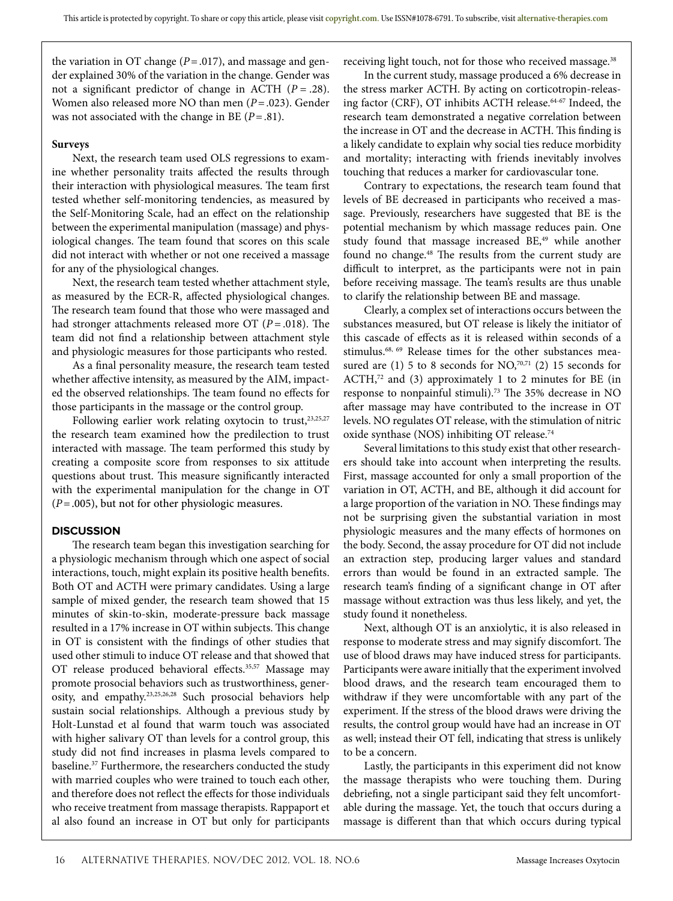the variation in OT change ($P = .017$), and massage and gender explained 30% of the variation in the change. Gender was not a significant predictor of change in ACTH ($P = .28$). Women also released more NO than men ($P = .023$). Gender was not associated with the change in BE ($P = .81$).

**Surveys**

Next, the research team used OLS regressions to examine whether personality traits affected the results through their interaction with physiological measures. The team first tested whether self-monitoring tendencies, as measured by the Self-Monitoring Scale, had an effect on the relationship between the experimental manipulation (massage) and physiological changes. The team found that scores on this scale did not interact with whether or not one received a massage for any of the physiological changes.

Next, the research team tested whether attachment style, as measured by the ECR-R, affected physiological changes. The research team found that those who were massaged and had stronger attachments released more OT ($P = .018$). The team did not find a relationship between attachment style and physiologic measures for those participants who rested.

As a final personality measure, the research team tested whether affective intensity, as measured by the AIM, impacted the observed relationships. The team found no effects for those participants in the massage or the control group.

Following earlier work relating oxytocin to trust,[23,25,27] the research team examined how the predilection to trust interacted with massage. The team performed this study by creating a composite score from responses to six attitude questions about trust. This measure significantly interacted with the experimental manipulation for the change in OT ($P = .005$), but not for other physiologic measures.

## DISCUSSION

The research team began this investigation searching for a physiologic mechanism through which one aspect of social interactions, touch, might explain its positive health benefits. Both OT and ACTH were primary candidates. Using a large sample of mixed gender, the research team showed that 15 minutes of skin-to-skin, moderate-pressure back massage resulted in a 17% increase in OT within subjects. This change in OT is consistent with the findings of other studies that used other stimuli to induce OT release and that showed that OT release produced behavioral effects.[35,57] Massage may promote prosocial behaviors such as trustworthiness, generosity, and empathy.[23,25,26,28] Such prosocial behaviors help sustain social relationships. Although a previous study by Holt-Lunstad et al found that warm touch was associated with higher salivary OT than levels for a control group, this study did not find increases in plasma levels compared to baseline.[37] Furthermore, the researchers conducted the study with married couples who were trained to touch each other, and therefore does not reflect the effects for those individuals who receive treatment from massage therapists. Rappaport et al also found an increase in OT but only for participants receiving light touch, not for those who received massage.[38]

In the current study, massage produced a 6% decrease in the stress marker ACTH. By acting on corticotropin-releasing factor (CRF), OT inhibits ACTH release.[64-67] Indeed, the research team demonstrated a negative correlation between the increase in OT and the decrease in ACTH. This finding is a likely candidate to explain why social ties reduce morbidity and mortality; interacting with friends inevitably involves touching that reduces a marker for cardiovascular tone.

Contrary to expectations, the research team found that levels of BE decreased in participants who received a massage. Previously, researchers have suggested that BE is the potential mechanism by which massage reduces pain. One study found that massage increased BE,[49] while another found no change.[48] The results from the current study are difficult to interpret, as the participants were not in pain before receiving massage. The team's results are thus unable to clarify the relationship between BE and massage.

Clearly, a complex set of interactions occurs between the substances measured, but OT release is likely the initiator of this cascade of effects as it is released within seconds of a stimulus.[68, 69] Release times for the other substances measured are (1) 5 to 8 seconds for NO,[70,71] (2) 15 seconds for ACTH,[72] and (3) approximately 1 to 2 minutes for BE (in response to nonpainful stimuli).[73] The 35% decrease in NO after massage may have contributed to the increase in OT levels. NO regulates OT release, with the stimulation of nitric oxide synthase (NOS) inhibiting OT release.[74]

Several limitations to this study exist that other researchers should take into account when interpreting the results. First, massage accounted for only a small proportion of the variation in OT, ACTH, and BE, although it did account for a large proportion of the variation in NO. These findings may not be surprising given the substantial variation in most physiologic measures and the many effects of hormones on the body. Second, the assay procedure for OT did not include an extraction step, producing larger values and standard errors than would be found in an extracted sample. The research team's finding of a significant change in OT after massage without extraction was thus less likely, and yet, the study found it nonetheless.

Next, although OT is an anxiolytic, it is also released in response to moderate stress and may signify discomfort. The use of blood draws may have induced stress for participants. Participants were aware initially that the experiment involved blood draws, and the research team encouraged them to withdraw if they were uncomfortable with any part of the experiment. If the stress of the blood draws were driving the results, the control group would have had an increase in OT as well; instead their OT fell, indicating that stress is unlikely to be a concern.

Lastly, the participants in this experiment did not know the massage therapists who were touching them. During debriefing, not a single participant said they felt uncomfortable during the massage. Yet, the touch that occurs during a massage is different than that which occurs during typical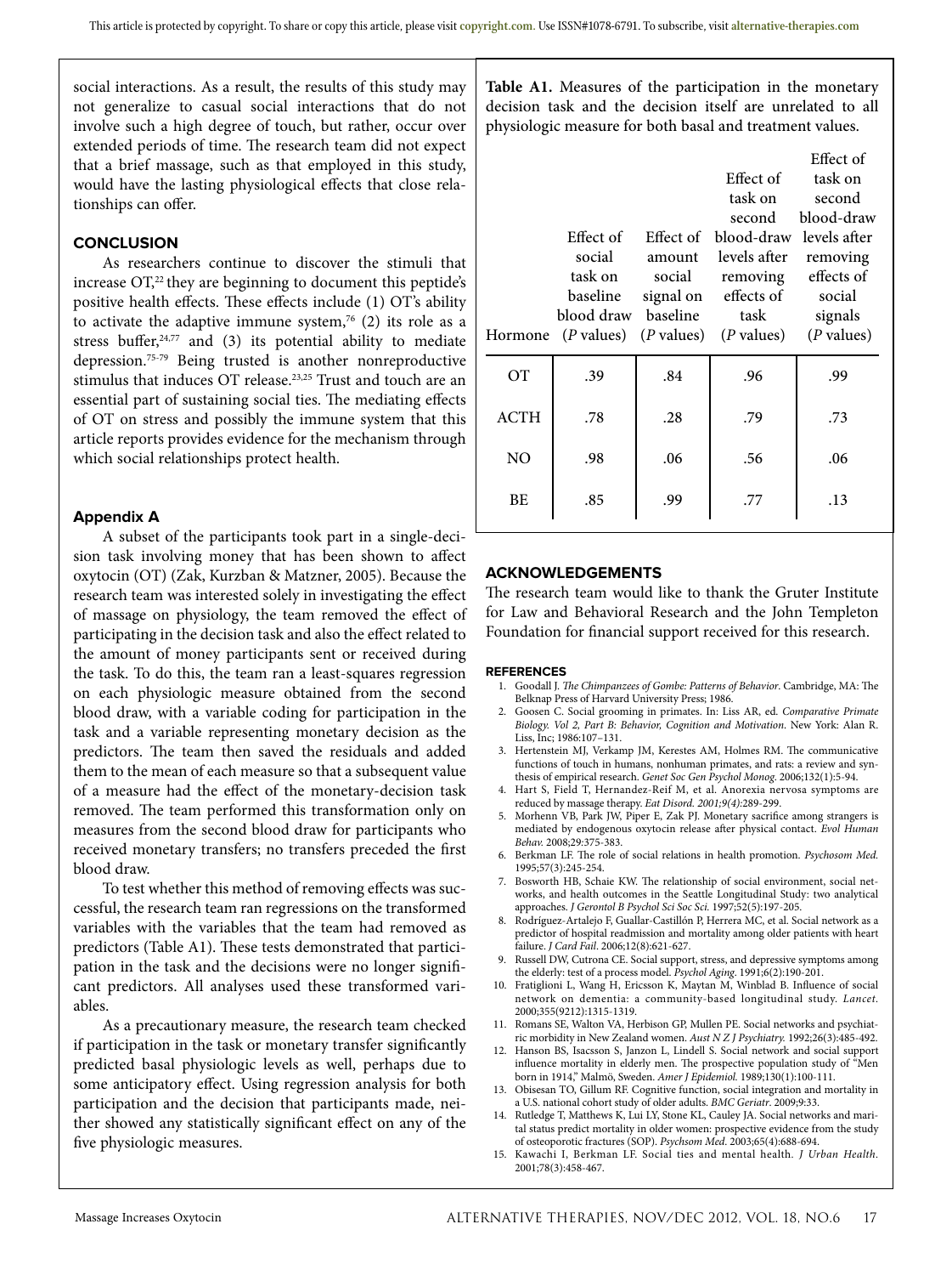social interactions. As a result, the results of this study may not generalize to casual social interactions that do not involve such a high degree of touch, but rather, occur over extended periods of time. The research team did not expect that a brief massage, such as that employed in this study, would have the lasting physiological effects that close relationships can offer.

## CONCLUSION

As researchers continue to discover the stimuli that increase OT,[22] they are beginning to document this peptide's positive health effects. These effects include (1) OT's ability to activate the adaptive immune system,[76] (2) its role as a stress buffer,[24,77] and (3) its potential ability to mediate depression.[75-79] Being trusted is another nonreproductive stimulus that induces OT release.[23,25] Trust and touch are an essential part of sustaining social ties. The mediating effects of OT on stress and possibly the immune system that this article reports provides evidence for the mechanism through which social relationships protect health.

## Appendix A

A subset of the participants took part in a single-decision task involving money that has been shown to affect oxytocin (OT) (Zak, Kurzban & Matzner, 2005). Because the research team was interested solely in investigating the effect of massage on physiology, the team removed the effect of participating in the decision task and also the effect related to the amount of money participants sent or received during the task. To do this, the team ran a least-squares regression on each physiologic measure obtained from the second blood draw, with a variable coding for participation in the task and a variable representing monetary decision as the predictors. The team then saved the residuals and added them to the mean of each measure so that a subsequent value of a measure had the effect of the monetary-decision task removed. The team performed this transformation only on measures from the second blood draw for participants who received monetary transfers; no transfers preceded the first blood draw.

To test whether this method of removing effects was successful, the research team ran regressions on the transformed variables with the variables that the team had removed as predictors (Table A1). These tests demonstrated that participation in the task and the decisions were no longer significant predictors. All analyses used these transformed variables.

As a precautionary measure, the research team checked if participation in the task or monetary transfer significantly predicted basal physiologic levels as well, perhaps due to some anticipatory effect. Using regression analysis for both participation and the decision that participants made, neither showed any statistically significant effect on any of the five physiologic measures.

**Table A1.** Measures of the participation in the monetary decision task and the decision itself are unrelated to all physiologic measure for both basal and treatment values.

| Hormone | Effect of social task on baseline blood draw (*P* values) | Effect of amount social signal on baseline (*P* values) | Effect of task on second blood-draw levels after removing effects of task (*P* values) | Effect of task on second blood-draw levels after removing effects of social signals (*P* values) |
|---|---|---|---|---|
| OT | .39 | .84 | .96 | .99 |
| ACTH | .78 | .28 | .79 | .73 |
| NO | .98 | .06 | .56 | .06 |
| BE | .85 | .99 | .77 | .13 |

## ACKNOWLEDGEMENTS

The research team would like to thank the Gruter Institute for Law and Behavioral Research and the John Templeton Foundation for financial support received for this research.

## REFERENCES

1. Goodall J. *The Chimpanzees of Gombe: Patterns of Behavior*. Cambridge, MA: The Belknap Press of Harvard University Press; 1986.
2. Goosen C. Social grooming in primates. In: Liss AR, ed. *Comparative Primate Biology. Vol 2, Part B: Behavior, Cognition and Motivation*. New York: Alan R. Liss, Inc; 1986:107–131.
3. Hertenstein MJ, Verkamp JM, Kerestes AM, Holmes RM. The communicative functions of touch in humans, nonhuman primates, and rats: a review and synthesis of empirical research. *Genet Soc Gen Psychol Monog*. 2006;132(1):5-94.
4. Hart S, Field T, Hernandez-Reif M, et al. Anorexia nervosa symptoms are reduced by massage therapy. *Eat Disord. 2001;9(4)*:289-299.
5. Morhenn VB, Park JW, Piper E, Zak PJ. Monetary sacrifice among strangers is mediated by endogenous oxytocin release after physical contact. *Evol Human Behav*. 2008;29:375-383.
6. Berkman LF. The role of social relations in health promotion. *Psychosom Med*. 1995;57(3):245-254.
7. Bosworth HB, Schaie KW. The relationship of social environment, social networks, and health outcomes in the Seattle Longitudinal Study: two analytical approaches. *J Gerontol B Psychol Sci Soc Sci*. 1997;52(5):197-205.
8. Rodríguez-Artalejo F, Guallar-Castillón P, Herrera MC, et al. Social network as a predictor of hospital readmission and mortality among older patients with heart failure. *J Card Fail*. 2006;12(8):621-627.
9. Russell DW, Cutrona CE. Social support, stress, and depressive symptoms among the elderly: test of a process model. *Psychol Aging*. 1991;6(2):190-201.
10. Fratiglioni L, Wang H, Ericsson K, Maytan M, Winblad B. Influence of social network on dementia: a community-based longitudinal study. *Lancet*. 2000;355(9212):1315-1319.
11. Romans SE, Walton VA, Herbison GP, Mullen PE. Social networks and psychiatric morbidity in New Zealand women. *Aust N Z J Psychiatry*. 1992;26(3):485-492.
12. Hanson BS, Isacsson S, Janzon L, Lindell S. Social network and social support influence mortality in elderly men. The prospective population study of "Men born in 1914," Malmö, Sweden. *Amer J Epidemiol*. 1989;130(1):100-111.
13. Obisesan TO, Gillum RF. Cognitive function, social integration and mortality in a U.S. national cohort study of older adults. *BMC Geriatr*. 2009;9:33.
14. Rutledge T, Matthews K, Lui LY, Stone KL, Cauley JA. Social networks and marital status predict mortality in older women: prospective evidence from the study of osteoporotic fractures (SOP). *Psychsom Med*. 2003;65(4):688-694.
15. Kawachi I, Berkman LF. Social ties and mental health. *J Urban Health*. 2001;78(3):458-467.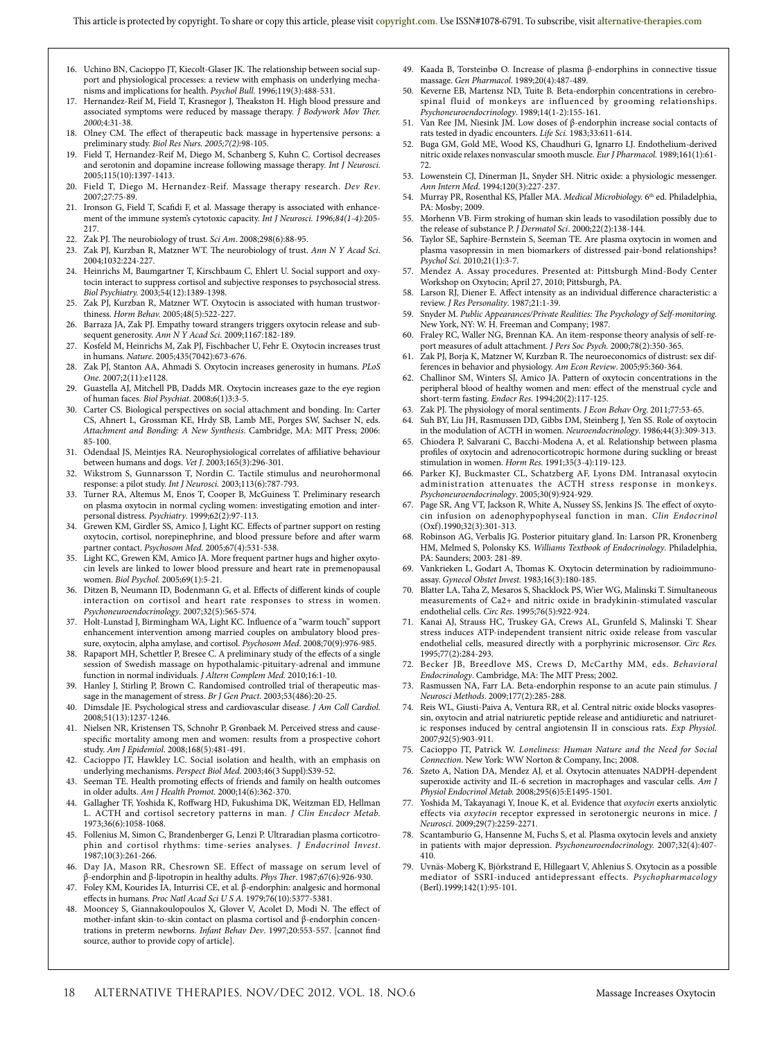16. Uchino BN, Cacioppo JT, Kiecolt-Glaser JK. The relationship between social support and physiological processes: a review with emphasis on underlying mechanisms and implications for health. *Psychol Bull.* 1996;119(3):488-531.
17. Hernandez-Reif M, Field T, Krasnegor J, Theakston H. High blood pressure and associated symptoms were reduced by massage therapy. *J Bodywork Mov Ther. 2000;4*:31-38.
18. Olney CM. The effect of therapeutic back massage in hypertensive persons: a preliminary study. *Biol Res Nurs. 2005;7(2)*:98-105.
19. Field T, Hernandez-Reif M, Diego M, Schanberg S, Kuhn C. Cortisol decreases and serotonin and dopamine increase following massage therapy. *Int J Neurosci*. 2005;115(10):1397-1413.
20. Field T, Diego M, Hernandez-Reif. Massage therapy research. *Dev Rev*. 2007;27:75-89.
21. Ironson G, Field T, Scafidi F, et al. Massage therapy is associated with enhancement of the immune system's cytotoxic capacity. *Int J Neurosci. 1996;84(1-4)*:205-217.
22. Zak PJ. The neurobiology of trust. *Sci Am*. 2008;298(6):88-95.
23. Zak PJ, Kurzban R, Matzner WT. The neurobiology of trust. *Ann N Y Acad Sci*. 2004;1032:224-227.
24. Heinrichs M, Baumgartner T, Kirschbaum C, Ehlert U. Social support and oxytocin interact to suppress cortisol and subjective responses to psychosocial stress. *Biol Psychiatry.* 2003;54(12):1389-1398.
25. Zak PJ, Kurzban R, Matzner WT. Oxytocin is associated with human trustworthiness. *Horm Behav.* 2005;48(5):522-227.
26. Barraza JA, Zak PJ. Empathy toward strangers triggers oxytocin release and subsequent generosity. *Ann N Y Acad Sci.* 2009;1167:182-189.
27. Kosfeld M, Heinrichs M, Zak PJ, Fischbacher U, Fehr E. Oxytocin increases trust in humans. *Nature.* 2005;435(7042):673-676.
28. Zak PJ, Stanton AA, Ahmadi S. Oxytocin increases generosity in humans. *PLoS One*. 2007;2(11):e1128.
29. Guastella AJ, Mitchell PB, Dadds MR. Oxytocin increases gaze to the eye region of human faces. *Biol Psychiat*. 2008;6(1)3:3-5.
30. Carter CS. Biological perspectives on social attachment and bonding. In: Carter CS, Ahnert L, Grossman KE, Hrdy SB, Lamb ME, Porges SW, Sachser N, eds. *Attachment and Bonding: A New Synthesis*. Cambridge, MA: MIT Press; 2006: 85-100.
31. Odendaal JS, Meintjes RA. Neurophysiological correlates of affiliative behaviour between humans and dogs. *Vet J*. 2003;165(3):296-301.
32. Wikstrom S, Gunnarsson T, Nordin C. Tactile stimulus and neurohormonal response: a pilot study. *Int J Neurosci.* 2003;113(6):787-793.
33. Turner RA, Altemus M, Enos T, Cooper B, McGuiness T. Preliminary research on plasma oxytocin in normal cycling women: investigating emotion and interpersonal distress. *Psychiatry*. 1999;62(2):97-113.
34. Grewen KM, Girdler SS, Amico J, Light KC. Effects of partner support on resting oxytocin, cortisol, norepinephrine, and blood pressure before and after warm partner contact. *Psychosom Med.* 2005;67(4):531-538.
35. Light KC, Grewen KM, Amico JA. More frequent partner hugs and higher oxytocin levels are linked to lower blood pressure and heart rate in premenopausal women. *Biol Psychol.* 2005;69(1):5-21.
36. Ditzen B, Neumann ID, Bodenmann G, et al. Effects of different kinds of couple interaction on cortisol and heart rate responses to stress in women. *Psychoneuroendocrinology*. 2007;32(5):565-574.
37. Holt-Lunstad J, Birmingham WA, Light KC. Influence of a "warm touch" support enhancement intervention among married couples on ambulatory blood pressure, oxytocin, alpha amylase, and cortisol. *Psychosom Med*. 2008;70(9):976-985.
38. Rapaport MH, Schettler P, Bresee C. A preliminary study of the effects of a single session of Swedish massage on hypothalamic-pituitary-adrenal and immune function in normal individuals. *J Altern Complem Med.* 2010;16:1-10.
39. Hanley J, Stirling P, Brown C. Randomised controlled trial of therapeutic massage in the management of stress. *Br J Gen Pract.* 2003;53(486):20-25.
40. Dimsdale JE. Psychological stress and cardiovascular disease. *J Am Coll Cardiol*. 2008;51(13):1237-1246.
41. Nielsen NR, Kristensen TS, Schnohr P, Grønbaek M. Perceived stress and cause-specific mortality among men and women: results from a prospective cohort study. *Am J Epidemiol*. 2008;168(5):481-491.
42. Cacioppo JT, Hawkley LC. Social isolation and health, with an emphasis on underlying mechanisms. *Perspect Biol Med.* 2003;46(3 Suppl):S39-52.
43. Seeman TE. Health promoting effects of friends and family on health outcomes in older adults. *Am J Health Promot.* 2000;14(6):362-370.
44. Gallagher TF, Yoshida K, Roffwarg HD, Fukushima DK, Weitzman ED, Hellman L. ACTH and cortisol secretory patterns in man. *J Clin Encdocr Metab.* 1973;36(6):1058-1068.
45. Follenius M, Simon C, Brandenberger G, Lenzi P. Ultraradian plasma corticotrophin and cortisol rhythms: time-series analyses. *J Endocrinol Invest*. 1987;10(3):261-266.
46. Day JA, Mason RR, Chesrown SE. Effect of massage on serum level of β-endorphin and β-lipotropin in healthy adults. *Phys Ther*. 1987;67(6):926-930.
47. Foley KM, Kourides IA, Inturrisi CE, et al. β-endorphin: analgesic and hormonal effects in humans. *Proc Natl Acad Sci U S A*. 1979;76(10):5377-5381.
48. Mooncey S, Giannakoulopoulos X, Glover V, Acolet D, Modi N. The effect of mother-infant skin-to-skin contact on plasma cortisol and β-endorphin concentrations in preterm newborns. *Infant Behav Dev*. 1997;20:553-557. [cannot find source, author to provide copy of article].
49. Kaada B, Torsteinbø O. Increase of plasma β-endorphins in connective tissue massage. *Gen Pharmacol*. 1989;20(4):487-489.
50. Keverne EB, Martensz ND, Tuite B. Beta-endorphin concentrations in cerebrospinal fluid of monkeys are influenced by grooming relationships. *Psychoneuroendocrinology*. 1989;14(1-2):155-161.
51. Van Ree JM, Niesink JM. Low doses of β-endorphin increase social contacts of rats tested in dyadic encounters. *Life Sci.* 1983;33:611-614.
52. Buga GM, Gold ME, Wood KS, Chaudhuri G, Ignarro LJ. Endothelium-derived nitric oxide relaxes nonvascular smooth muscle. *Eur J Pharmacol.* 1989;161(1):61-72.
53. Lowenstein CJ, Dinerman JL, Snyder SH. Nitric oxide: a physiologic messenger. *Ann Intern Med*. 1994;120(3):227-237.
54. Murray PR, Rosenthal KS, Pfaller MA. *Medical Microbiology.* 6th ed. Philadelphia, PA: Mosby; 2009.
55. Morhenn VB. Firm stroking of human skin leads to vasodilation possibly due to the release of substance P. *J Dermatol Sci*. 2000;22(2):138-144.
56. Taylor SE, Saphire-Bernstein S, Seeman TE. Are plasma oxytocin in women and plasma vasopressin in men biomarkers of distressed pair-bond relationships? *Psychol Sci.* 2010;21(1):3-7.
57. Mendez A. Assay procedures. Presented at: Pittsburgh Mind-Body Center Workshop on Oxytocin; April 27, 2010; Pittsburgh, PA.
58. Larson RJ, Diener E. Affect intensity as an individual difference characteristic: a review. *J Res Personality*. 1987;21:1-39.
59. Snyder M. *Public Appearances/Private Realities: The Psychology of Self-monitoring.* New York, NY: W. H. Freeman and Company; 1987.
60. Fraley RC, Waller NG, Brennan KA. An item-response theory analysis of self-report measures of adult attachment. *J Pers Soc Psych.* 2000;78(2):350-365.
61. Zak PJ, Borja K, Matzner W, Kurzban R. The neuroeconomics of distrust: sex differences in behavior and physiology. *Am Econ Review*. 2005;95:360-364.
62. Challinor SM, Winters SJ, Amico JA. Pattern of oxytocin concentrations in the peripheral blood of healthy women and men: effect of the menstrual cycle and short-term fasting. *Endocr Res.* 1994;20(2):117-125.
63. Zak PJ. The physiology of moral sentiments. *J Econ Behav Org.* 2011;77:53-65.
64. Suh BY, Liu JH, Rasmussen DD, Gibbs DM, Steinberg J, Yen SS. Role of oxytocin in the modulation of ACTH in women. *Neuroendocrinology*. 1986;44(3):309-313.
65. Chiodera P, Salvarani C, Bacchi-Modena A, et al. Relationship between plasma profiles of oxytocin and adrenocorticotropic hormone during suckling or breast stimulation in women. *Horm Res.* 1991;35(3-4):119-123.
66. Parker KJ, Buckmaster CL, Schatzberg AF, Lyons DM. Intranasal oxytocin administration attenuates the ACTH stress response in monkeys. *Psychoneuroendocrinology*. 2005;30(9):924-929.
67. Page SR, Ang VT, Jackson R, White A, Nussey SS, Jenkins JS. The effect of oxytocin infusion on adenophypophyseal function in man. *Clin Endocrinol* (Oxf).1990;32(3):301-313.
68. Robinson AG, Verbalis JG. Posterior pituitary gland. In: Larson PR, Kronenberg HM, Melmed S, Polonsky KS. *Williams Textbook of Endocrinology*. Philadelphia, PA: Saunders; 2003: 281-89.
69. Vankrieken L, Godart A, Thomas K. Oxytocin determination by radioimmunoassay. *Gynecol Obstet Invest.* 1983;16(3):180-185.
70. Blatter LA, Taha Z, Mesaros S, Shacklock PS, Wier WG, Malinski T. Simultaneous measurements of Ca2+ and nitric oxide in bradykinin-stimulated vascular endothelial cells. *Circ Res*. 1995;76(5):922-924.
71. Kanai AJ, Strauss HC, Truskey GA, Crews AL, Grunfeld S, Malinski T. Shear stress induces ATP-independent transient nitric oxide release from vascular endothelial cells, measured directly with a porphyrinic microsensor. *Circ Res.* 1995;77(2):284-293.
72. Becker JB, Breedlove MS, Crews D, McCarthy MM, eds. *Behavioral Endocrinology*. Cambridge, MA: The MIT Press; 2002.
73. Rasmussen NA, Farr LA. Beta-endorphin response to an acute pain stimulus. *J Neurosci Methods*. 2009;177(2):285-288.
74. Reis WL, Giusti-Paiva A, Ventura RR, et al. Central nitric oxide blocks vasopressin, oxytocin and atrial natriuretic peptide release and antidiuretic and natriuretic responses induced by central angiotensin II in conscious rats. *Exp Physiol.* 2007;92(5):903-911.
75. Cacioppo JT, Patrick W. *Loneliness: Human Nature and the Need for Social Connection*. New York: WW Norton & Company, Inc; 2008.
76. Szeto A, Nation DA, Mendez AJ, et al. Oxytocin attenuates NADPH-dependent superoxide activity and IL-6 secretion in macrophages and vascular cells. *Am J Physiol Endocrinol Metab.* 2008;295(6)5:E1495-1501.
77. Yoshida M, Takayanagi Y, Inoue K, et al. Evidence that *oxytocin* exerts anxiolytic effects via *oxytocin* receptor expressed in serotonergic neurons in mice. *J Neurosci.* 2009;29(7):2259-2271.
78. Scantamburio G, Hansenne M, Fuchs S, et al. Plasma oxytocin levels and anxiety in patients with major depression. *Psychoneuroendocrinology.* 2007;32(4):407-410.
79. Uvnäs-Moberg K, Björkstrand E, Hillegaart V, Ahlenius S. Oxytocin as a possible mediator of SSRI-induced antidepressant effects. *Psychopharmacology* (Berl).1999;142(1):95-101.